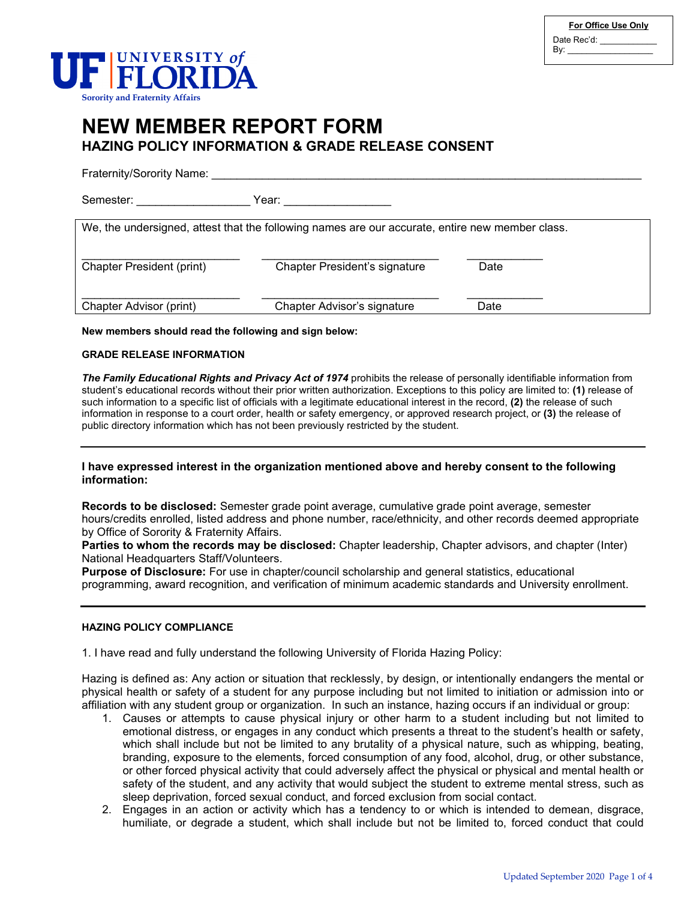| For Office Use Only |
|---|
| Date Rec'd: ___________ |
| By: _________________ |

UNIVERSITY of FLORIDA
Sorority and Fraternity Affairs

# NEW MEMBER REPORT FORM

## HAZING POLICY INFORMATION & GRADE RELEASE CONSENT

Fraternity/Sorority Name: ______________________________________________________________________

Semester: _________________ Year: ________________

We, the undersigned, attest that the following names are our accurate, entire new member class.

| ________________________ | ___________________________ | ___________ |
|---|---|---|
| Chapter President (print) | Chapter President's signature | Date |
| ________________________ | ___________________________ | ___________ |
| Chapter Advisor (print) | Chapter Advisor's signature | Date |

**New members should read the following and sign below:**

**GRADE RELEASE INFORMATION**

***The Family Educational Rights and Privacy Act of 1974*** prohibits the release of personally identifiable information from student's educational records without their prior written authorization. Exceptions to this policy are limited to: **(1)** release of such information to a specific list of officials with a legitimate educational interest in the record, **(2)** the release of such information in response to a court order, health or safety emergency, or approved research project, or **(3)** the release of public directory information which has not been previously restricted by the student.

---

**I have expressed interest in the organization mentioned above and hereby consent to the following information:**

**Records to be disclosed:** Semester grade point average, cumulative grade point average, semester hours/credits enrolled, listed address and phone number, race/ethnicity, and other records deemed appropriate by Office of Sorority & Fraternity Affairs.
**Parties to whom the records may be disclosed:** Chapter leadership, Chapter advisors, and chapter (Inter) National Headquarters Staff/Volunteers.
**Purpose of Disclosure:** For use in chapter/council scholarship and general statistics, educational programming, award recognition, and verification of minimum academic standards and University enrollment.

---

**HAZING POLICY COMPLIANCE**

1. I have read and fully understand the following University of Florida Hazing Policy:

Hazing is defined as: Any action or situation that recklessly, by design, or intentionally endangers the mental or physical health or safety of a student for any purpose including but not limited to initiation or admission into or affiliation with any student group or organization. In such an instance, hazing occurs if an individual or group:

1. Causes or attempts to cause physical injury or other harm to a student including but not limited to emotional distress, or engages in any conduct which presents a threat to the student's health or safety, which shall include but not be limited to any brutality of a physical nature, such as whipping, beating, branding, exposure to the elements, forced consumption of any food, alcohol, drug, or other substance, or other forced physical activity that could adversely affect the physical or physical and mental health or safety of the student, and any activity that would subject the student to extreme mental stress, such as sleep deprivation, forced sexual conduct, and forced exclusion from social contact.
2. Engages in an action or activity which has a tendency to or which is intended to demean, disgrace, humiliate, or degrade a student, which shall include but not be limited to, forced conduct that could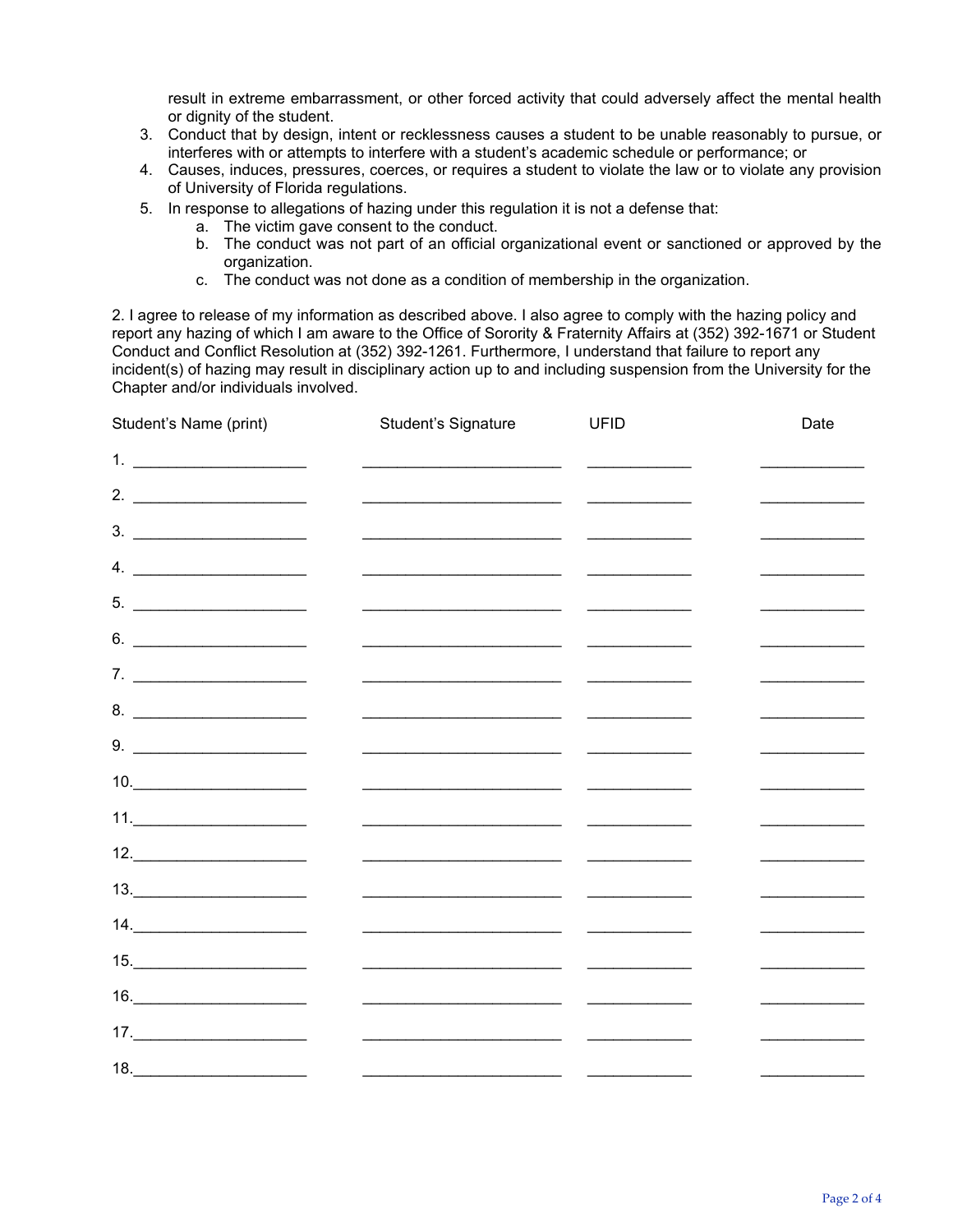result in extreme embarrassment, or other forced activity that could adversely affect the mental health or dignity of the student.

3. Conduct that by design, intent or recklessness causes a student to be unable reasonably to pursue, or interferes with or attempts to interfere with a student's academic schedule or performance; or
4. Causes, induces, pressures, coerces, or requires a student to violate the law or to violate any provision of University of Florida regulations.
5. In response to allegations of hazing under this regulation it is not a defense that:
    a. The victim gave consent to the conduct.
    b. The conduct was not part of an official organizational event or sanctioned or approved by the organization.
    c. The conduct was not done as a condition of membership in the organization.

2. I agree to release of my information as described above. I also agree to comply with the hazing policy and report any hazing of which I am aware to the Office of Sorority & Fraternity Affairs at (352) 392-1671 or Student Conduct and Conflict Resolution at (352) 392-1261. Furthermore, I understand that failure to report any incident(s) of hazing may result in disciplinary action up to and including suspension from the University for the Chapter and/or individuals involved.

| Student's Name (print) | Student's Signature | UFID | Date |
|---|---|---|---|
| 1. | | | |
| 2. | | | |
| 3. | | | |
| 4. | | | |
| 5. | | | |
| 6. | | | |
| 7. | | | |
| 8. | | | |
| 9. | | | |
| 10. | | | |
| 11. | | | |
| 12. | | | |
| 13. | | | |
| 14. | | | |
| 15. | | | |
| 16. | | | |
| 17. | | | |
| 18. | | | |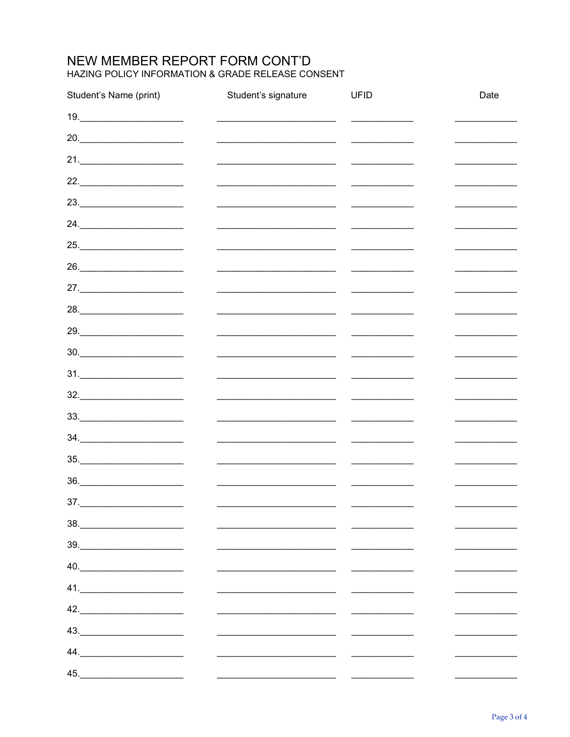# NEW MEMBER REPORT FORM CONT'D

HAZING POLICY INFORMATION & GRADE RELEASE CONSENT

| Student's Name (print) | Student's signature | UFID | Date |
| --- | --- | --- | --- |
| 19.____________________ | ______________________ | ___________ | ___________ |
| 20.____________________ | ______________________ | ___________ | ___________ |
| 21.____________________ | ______________________ | ___________ | ___________ |
| 22.____________________ | ______________________ | ___________ | ___________ |
| 23.____________________ | ______________________ | ___________ | ___________ |
| 24.____________________ | ______________________ | ___________ | ___________ |
| 25.____________________ | ______________________ | ___________ | ___________ |
| 26.____________________ | ______________________ | ___________ | ___________ |
| 27.____________________ | ______________________ | ___________ | ___________ |
| 28.____________________ | ______________________ | ___________ | ___________ |
| 29.____________________ | ______________________ | ___________ | ___________ |
| 30.____________________ | ______________________ | ___________ | ___________ |
| 31.____________________ | ______________________ | ___________ | ___________ |
| 32.____________________ | ______________________ | ___________ | ___________ |
| 33.____________________ | ______________________ | ___________ | ___________ |
| 34.____________________ | ______________________ | ___________ | ___________ |
| 35.____________________ | ______________________ | ___________ | ___________ |
| 36.____________________ | ______________________ | ___________ | ___________ |
| 37.____________________ | ______________________ | ___________ | ___________ |
| 38.____________________ | ______________________ | ___________ | ___________ |
| 39.____________________ | ______________________ | ___________ | ___________ |
| 40.____________________ | ______________________ | ___________ | ___________ |
| 41.____________________ | ______________________ | ___________ | ___________ |
| 42.____________________ | ______________________ | ___________ | ___________ |
| 43.____________________ | ______________________ | ___________ | ___________ |
| 44.____________________ | ______________________ | ___________ | ___________ |
| 45.____________________ | ______________________ | ___________ | ___________ |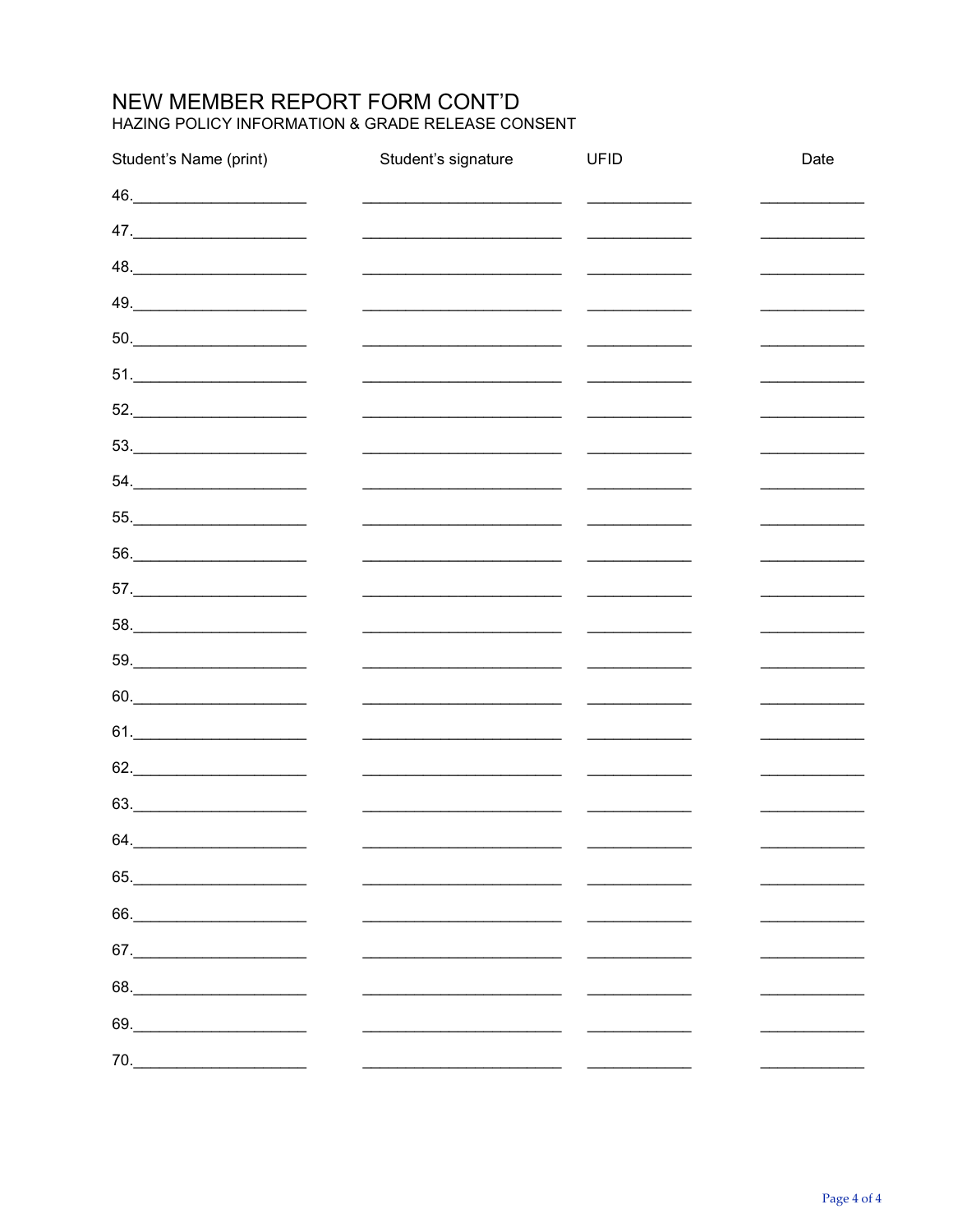# NEW MEMBER REPORT FORM CONT'D

HAZING POLICY INFORMATION & GRADE RELEASE CONSENT

| Student's Name (print) | Student's signature | UFID | Date |
| --- | --- | --- | --- |
| 46.____________________ | ______________________ | ____________ | ____________ |
| 47.____________________ | ______________________ | ____________ | ____________ |
| 48.____________________ | ______________________ | ____________ | ____________ |
| 49.____________________ | ______________________ | ____________ | ____________ |
| 50.____________________ | ______________________ | ____________ | ____________ |
| 51.____________________ | ______________________ | ____________ | ____________ |
| 52.____________________ | ______________________ | ____________ | ____________ |
| 53.____________________ | ______________________ | ____________ | ____________ |
| 54.____________________ | ______________________ | ____________ | ____________ |
| 55.____________________ | ______________________ | ____________ | ____________ |
| 56.____________________ | ______________________ | ____________ | ____________ |
| 57.____________________ | ______________________ | ____________ | ____________ |
| 58.____________________ | ______________________ | ____________ | ____________ |
| 59.____________________ | ______________________ | ____________ | ____________ |
| 60.____________________ | ______________________ | ____________ | ____________ |
| 61.____________________ | ______________________ | ____________ | ____________ |
| 62.____________________ | ______________________ | ____________ | ____________ |
| 63.____________________ | ______________________ | ____________ | ____________ |
| 64.____________________ | ______________________ | ____________ | ____________ |
| 65.____________________ | ______________________ | ____________ | ____________ |
| 66.____________________ | ______________________ | ____________ | ____________ |
| 67.____________________ | ______________________ | ____________ | ____________ |
| 68.____________________ | ______________________ | ____________ | ____________ |
| 69.____________________ | ______________________ | ____________ | ____________ |
| 70.____________________ | ______________________ | ____________ | ____________ |